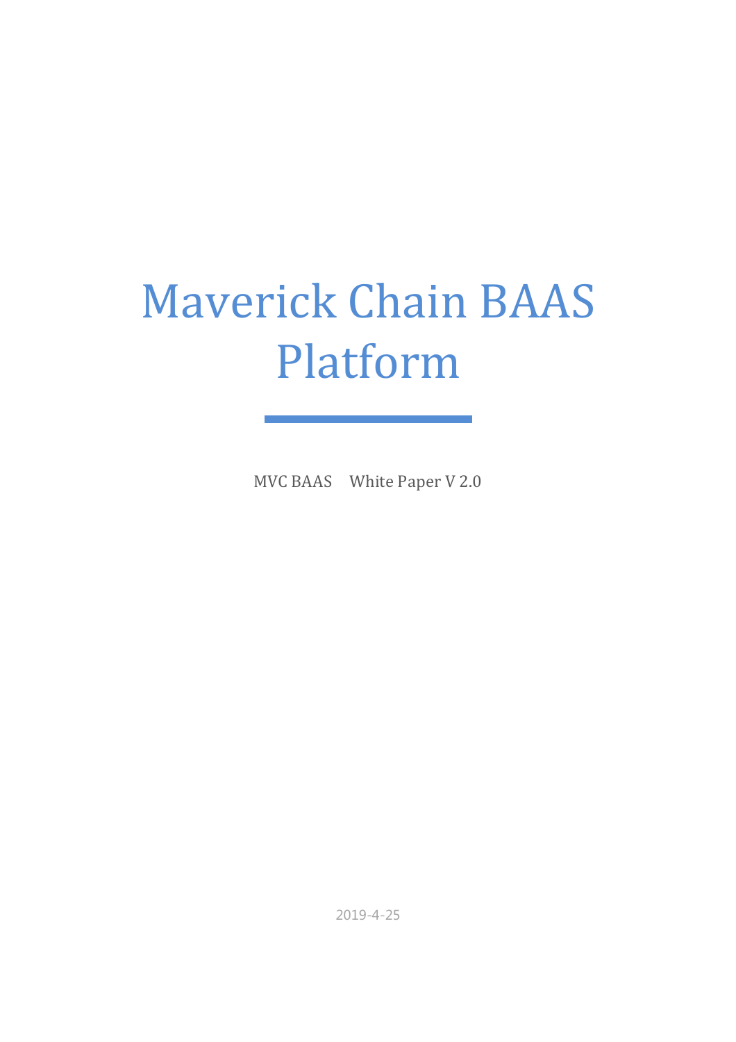# Maverick Chain BAAS Platform

MVC BAAS White Paper V 2.0

2019-4-25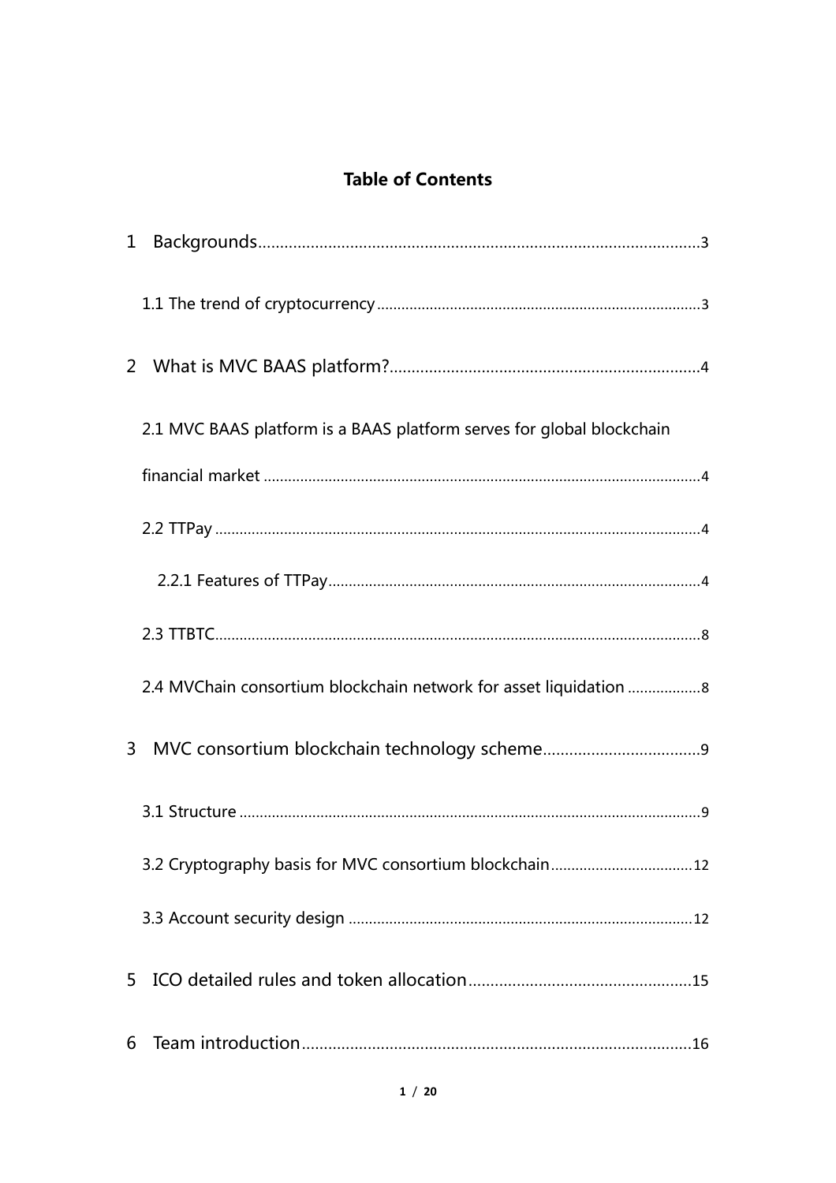## Table of Contents

1 Backgrounds......3

1.1 The trend of cryptocurrency......3

2 What is MVC BAAS platform?......4

2.1 MVC BAAS platform is a BAAS platform serves for global blockchain financial market......4

2.2 TTPay......4

2.2.1 Features of TTPay......4

2.3 TTBTC......8

2.4 MVChain consortium blockchain network for asset liquidation......8

3 MVC consortium blockchain technology scheme......9

3.1 Structure......9

3.2 Cryptography basis for MVC consortium blockchain......12

3.3 Account security design......12

5 ICO detailed rules and token allocation......15

6 Team introduction......16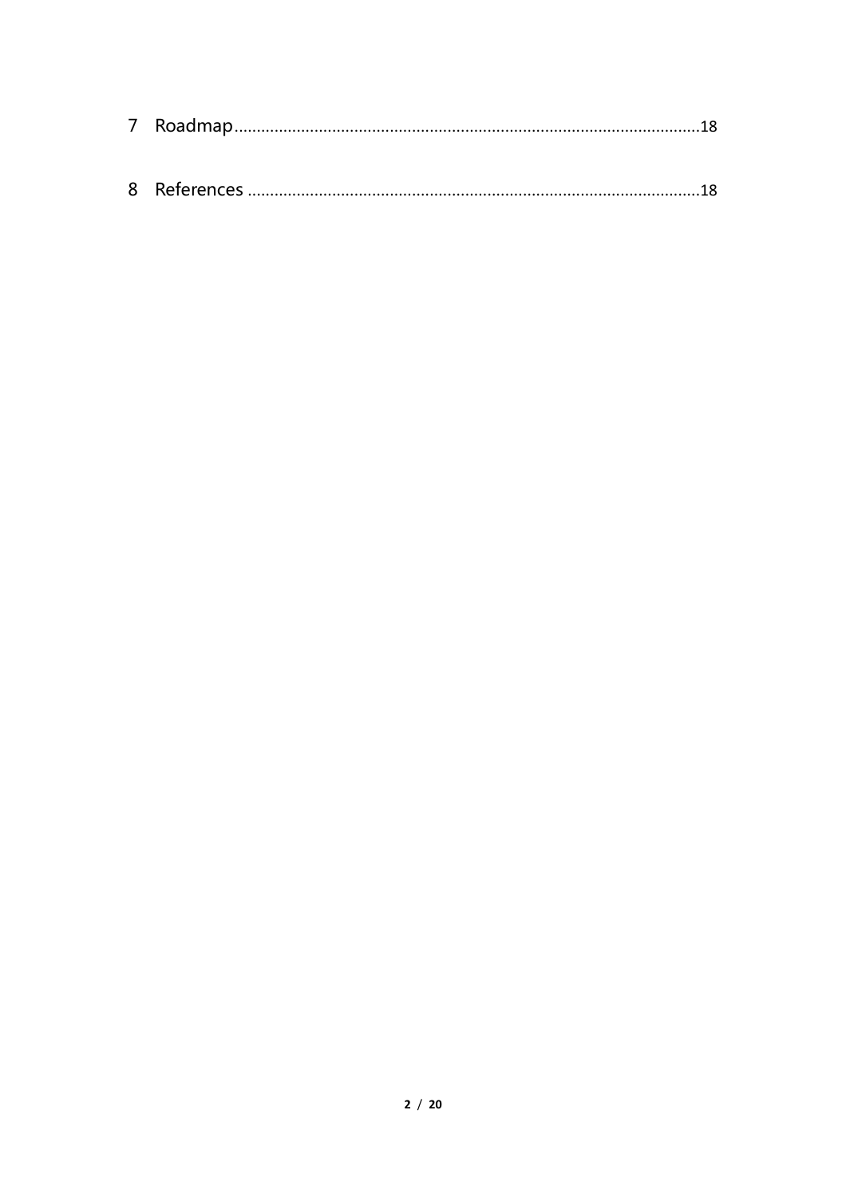7 Roadmap........................................................................................................18

8 References ......................................................................................................18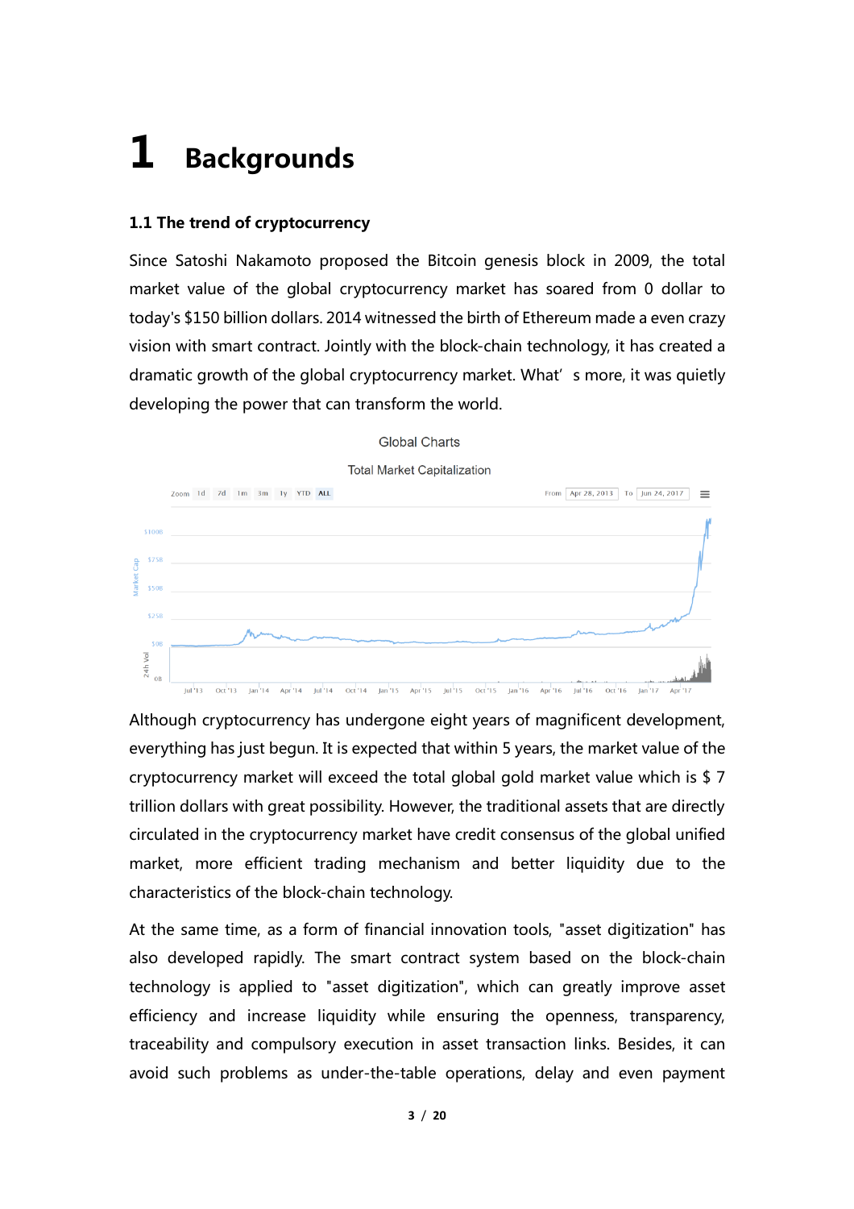# 1 Backgrounds

## 1.1 The trend of cryptocurrency

Since Satoshi Nakamoto proposed the Bitcoin genesis block in 2009, the total market value of the global cryptocurrency market has soared from 0 dollar to today's $150 billion dollars. 2014 witnessed the birth of Ethereum made a even crazy vision with smart contract. Jointly with the block-chain technology, it has created a dramatic growth of the global cryptocurrency market. What' s more, it was quietly developing the power that can transform the world.

Global Charts

Total Market Capitalization

Although cryptocurrency has undergone eight years of magnificent development, everything has just begun. It is expected that within 5 years, the market value of the cryptocurrency market will exceed the total global gold market value which is $ 7 trillion dollars with great possibility. However, the traditional assets that are directly circulated in the cryptocurrency market have credit consensus of the global unified market, more efficient trading mechanism and better liquidity due to the characteristics of the block-chain technology.

At the same time, as a form of financial innovation tools, "asset digitization" has also developed rapidly. The smart contract system based on the block-chain technology is applied to "asset digitization", which can greatly improve asset efficiency and increase liquidity while ensuring the openness, transparency, traceability and compulsory execution in asset transaction links. Besides, it can avoid such problems as under-the-table operations, delay and even payment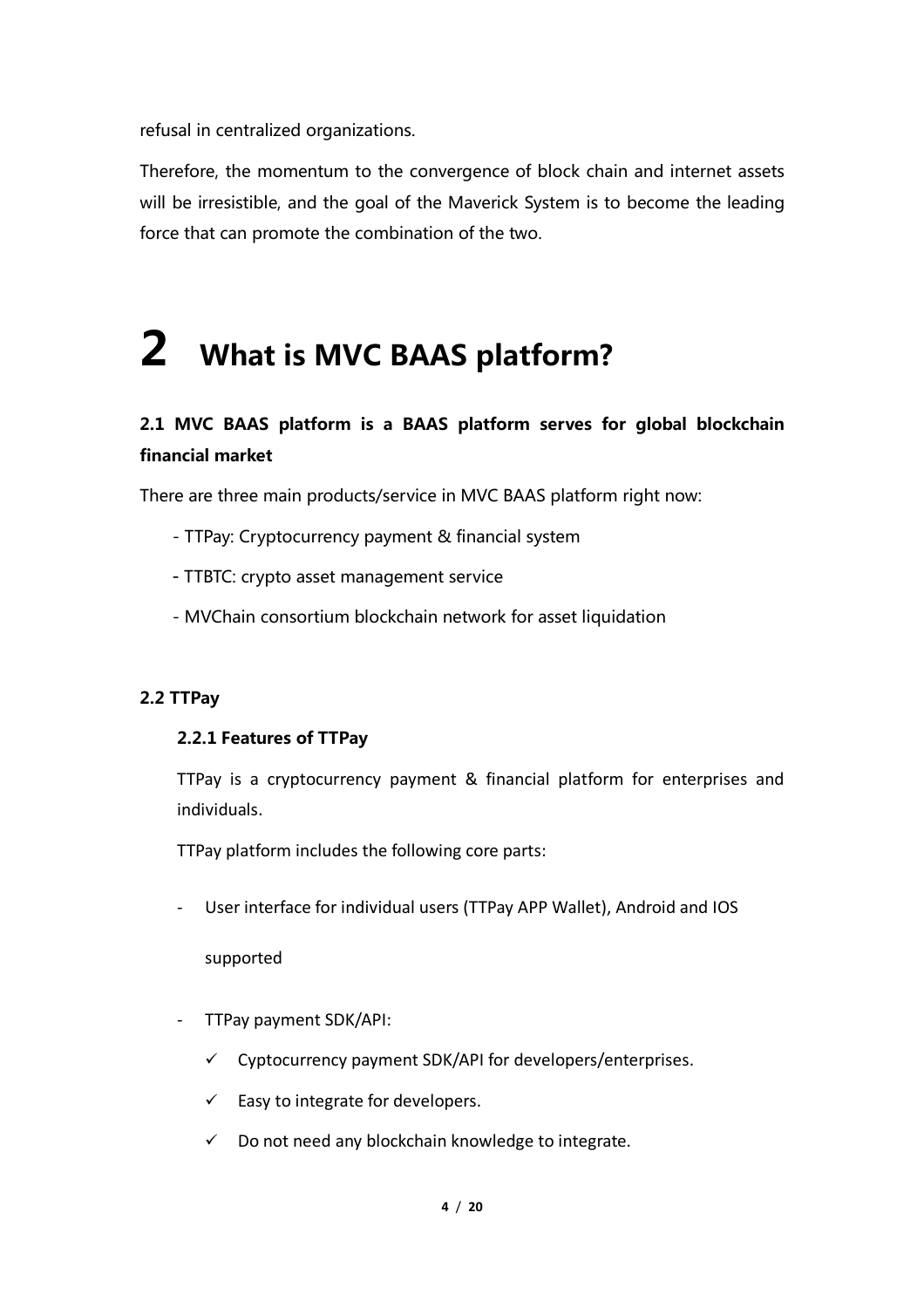refusal in centralized organizations.

Therefore, the momentum to the convergence of block chain and internet assets will be irresistible, and the goal of the Maverick System is to become the leading force that can promote the combination of the two.

# 2 What is MVC BAAS platform?

## 2.1 MVC BAAS platform is a BAAS platform serves for global blockchain financial market

There are three main products/service in MVC BAAS platform right now:

- TTPay: Cryptocurrency payment & financial system
- TTBTC: crypto asset management service
- MVChain consortium blockchain network for asset liquidation

## 2.2 TTPay

### 2.2.1 Features of TTPay

TTPay is a cryptocurrency payment & financial platform for enterprises and individuals.

TTPay platform includes the following core parts:

- User interface for individual users (TTPay APP Wallet), Android and IOS supported
- TTPay payment SDK/API:
  - ✓ Cyptocurrency payment SDK/API for developers/enterprises.
  - ✓ Easy to integrate for developers.
  - ✓ Do not need any blockchain knowledge to integrate.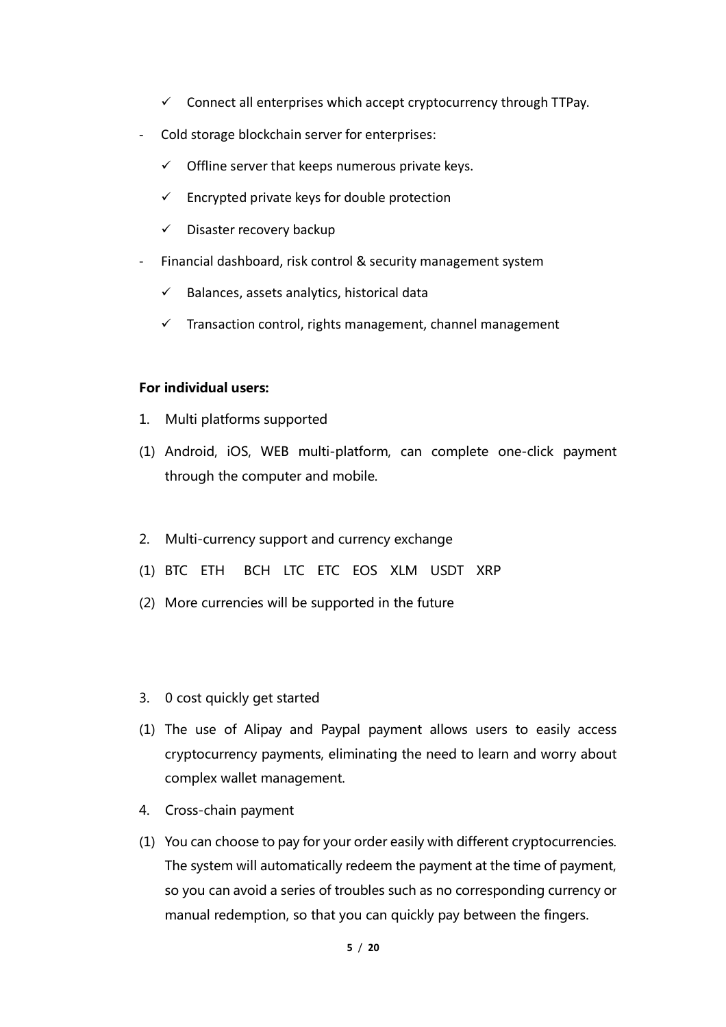- ✓ Connect all enterprises which accept cryptocurrency through TTPay.

- Cold storage blockchain server for enterprises:
  - ✓ Offline server that keeps numerous private keys.
  - ✓ Encrypted private keys for double protection
  - ✓ Disaster recovery backup
- Financial dashboard, risk control & security management system
  - ✓ Balances, assets analytics, historical data
  - ✓ Transaction control, rights management, channel management

**For individual users:**

1. Multi platforms supported

(1) Android, iOS, WEB multi-platform, can complete one-click payment through the computer and mobile.

2. Multi-currency support and currency exchange

(1) BTC ETH BCH LTC ETC EOS XLM USDT XRP

(2) More currencies will be supported in the future

3. 0 cost quickly get started

(1) The use of Alipay and Paypal payment allows users to easily access cryptocurrency payments, eliminating the need to learn and worry about complex wallet management.

4. Cross-chain payment

(1) You can choose to pay for your order easily with different cryptocurrencies. The system will automatically redeem the payment at the time of payment, so you can avoid a series of troubles such as no corresponding currency or manual redemption, so that you can quickly pay between the fingers.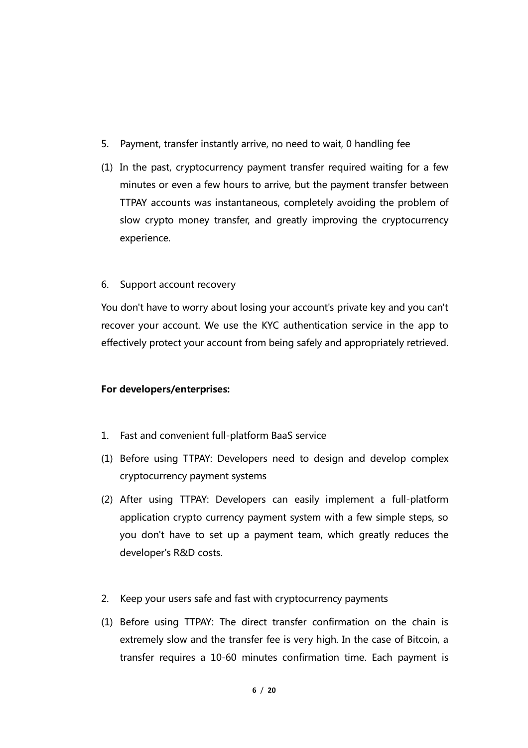5. Payment, transfer instantly arrive, no need to wait, 0 handling fee

(1) In the past, cryptocurrency payment transfer required waiting for a few minutes or even a few hours to arrive, but the payment transfer between TTPAY accounts was instantaneous, completely avoiding the problem of slow crypto money transfer, and greatly improving the cryptocurrency experience.

6. Support account recovery

You don't have to worry about losing your account's private key and you can't recover your account. We use the KYC authentication service in the app to effectively protect your account from being safely and appropriately retrieved.

**For developers/enterprises:**

1. Fast and convenient full-platform BaaS service

(1) Before using TTPAY: Developers need to design and develop complex cryptocurrency payment systems

(2) After using TTPAY: Developers can easily implement a full-platform application crypto currency payment system with a few simple steps, so you don't have to set up a payment team, which greatly reduces the developer's R&D costs.

2. Keep your users safe and fast with cryptocurrency payments

(1) Before using TTPAY: The direct transfer confirmation on the chain is extremely slow and the transfer fee is very high. In the case of Bitcoin, a transfer requires a 10-60 minutes confirmation time. Each payment is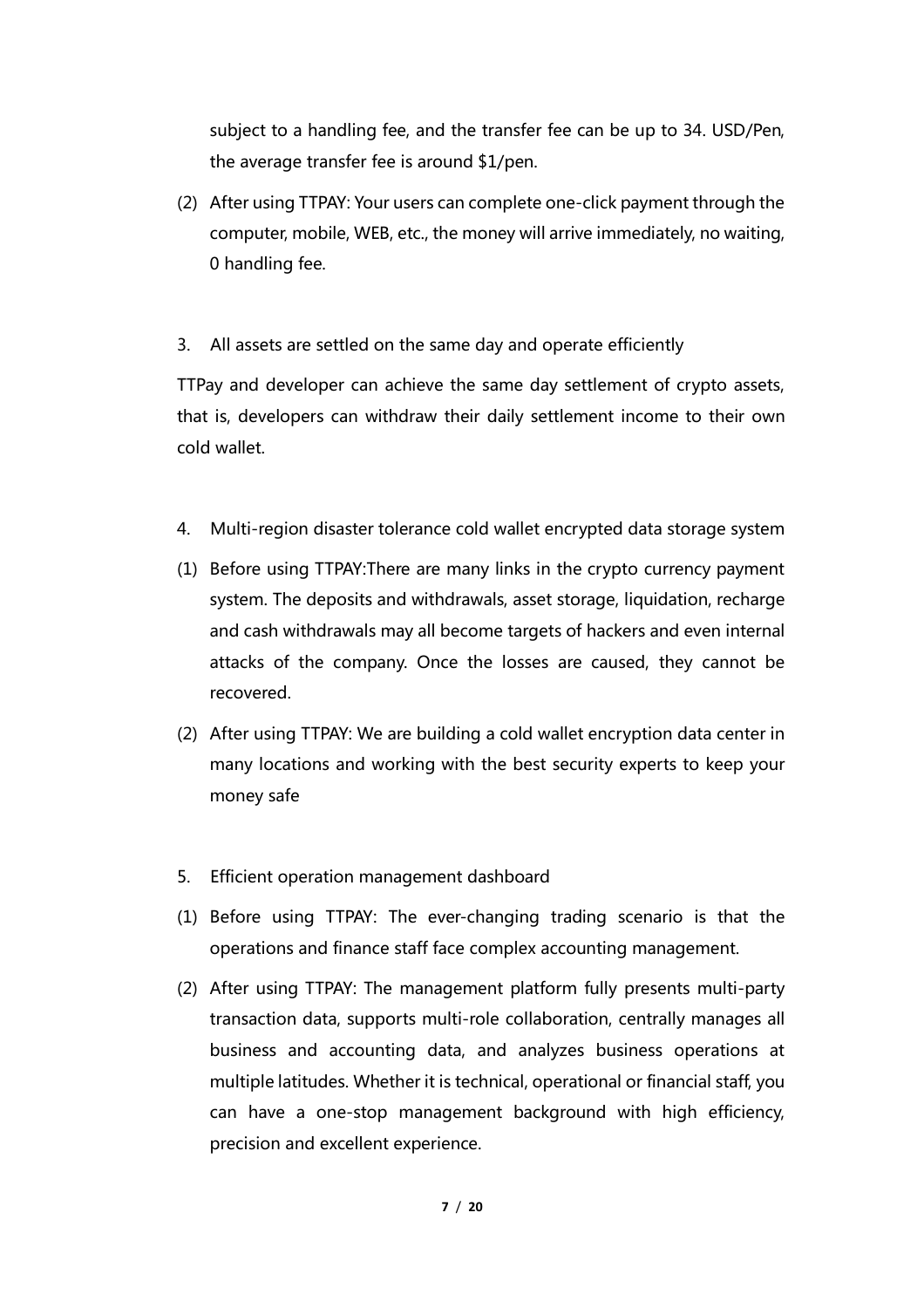subject to a handling fee, and the transfer fee can be up to 34. USD/Pen, the average transfer fee is around $1/pen.

(2) After using TTPAY: Your users can complete one-click payment through the computer, mobile, WEB, etc., the money will arrive immediately, no waiting, 0 handling fee.

3. All assets are settled on the same day and operate efficiently

TTPay and developer can achieve the same day settlement of crypto assets, that is, developers can withdraw their daily settlement income to their own cold wallet.

4. Multi-region disaster tolerance cold wallet encrypted data storage system

(1) Before using TTPAY:There are many links in the crypto currency payment system. The deposits and withdrawals, asset storage, liquidation, recharge and cash withdrawals may all become targets of hackers and even internal attacks of the company. Once the losses are caused, they cannot be recovered.

(2) After using TTPAY: We are building a cold wallet encryption data center in many locations and working with the best security experts to keep your money safe

5. Efficient operation management dashboard

(1) Before using TTPAY: The ever-changing trading scenario is that the operations and finance staff face complex accounting management.

(2) After using TTPAY: The management platform fully presents multi-party transaction data, supports multi-role collaboration, centrally manages all business and accounting data, and analyzes business operations at multiple latitudes. Whether it is technical, operational or financial staff, you can have a one-stop management background with high efficiency, precision and excellent experience.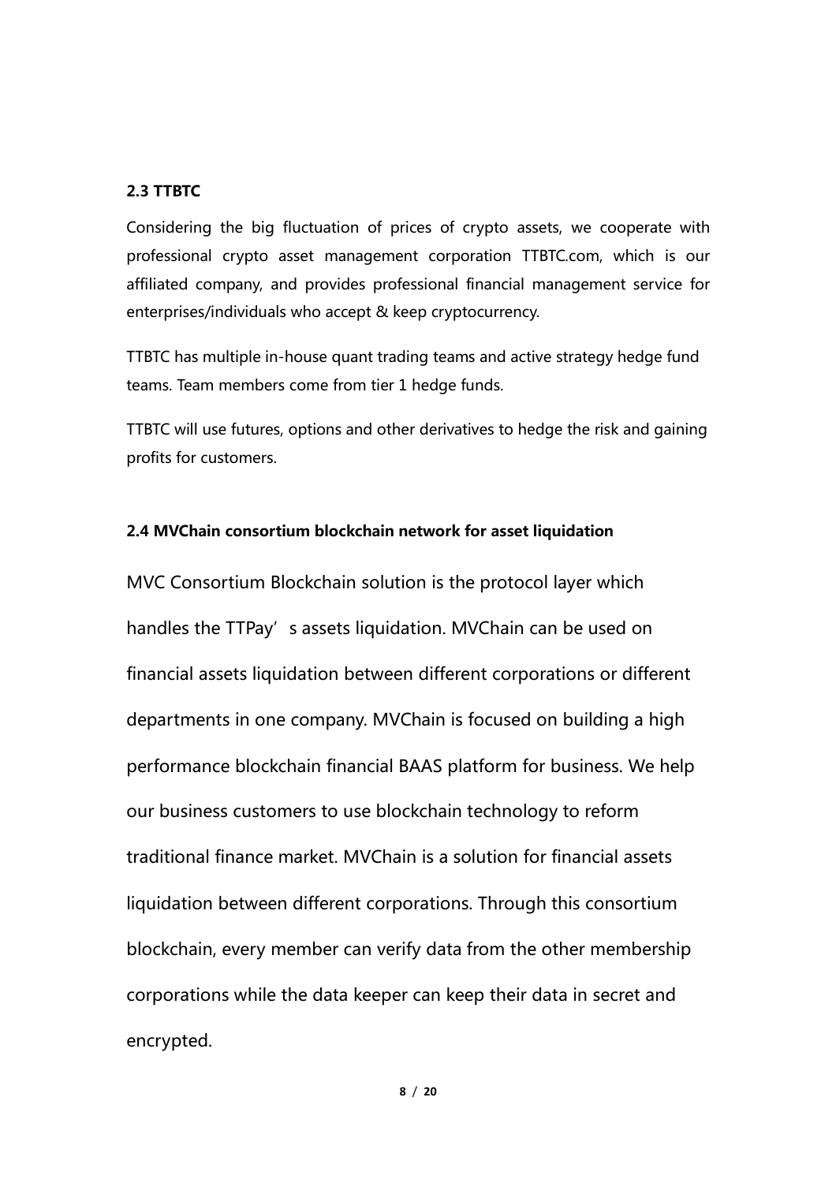### 2.3 TTBTC

Considering the big fluctuation of prices of crypto assets, we cooperate with professional crypto asset management corporation TTBTC.com, which is our affiliated company, and provides professional financial management service for enterprises/individuals who accept & keep cryptocurrency.

TTBTC has multiple in-house quant trading teams and active strategy hedge fund teams. Team members come from tier 1 hedge funds.

TTBTC will use futures, options and other derivatives to hedge the risk and gaining profits for customers.

### 2.4 MVChain consortium blockchain network for asset liquidation

MVC Consortium Blockchain solution is the protocol layer which handles the TTPay’s assets liquidation. MVChain can be used on financial assets liquidation between different corporations or different departments in one company. MVChain is focused on building a high performance blockchain financial BAAS platform for business. We help our business customers to use blockchain technology to reform traditional finance market. MVChain is a solution for financial assets liquidation between different corporations. Through this consortium blockchain, every member can verify data from the other membership corporations while the data keeper can keep their data in secret and encrypted.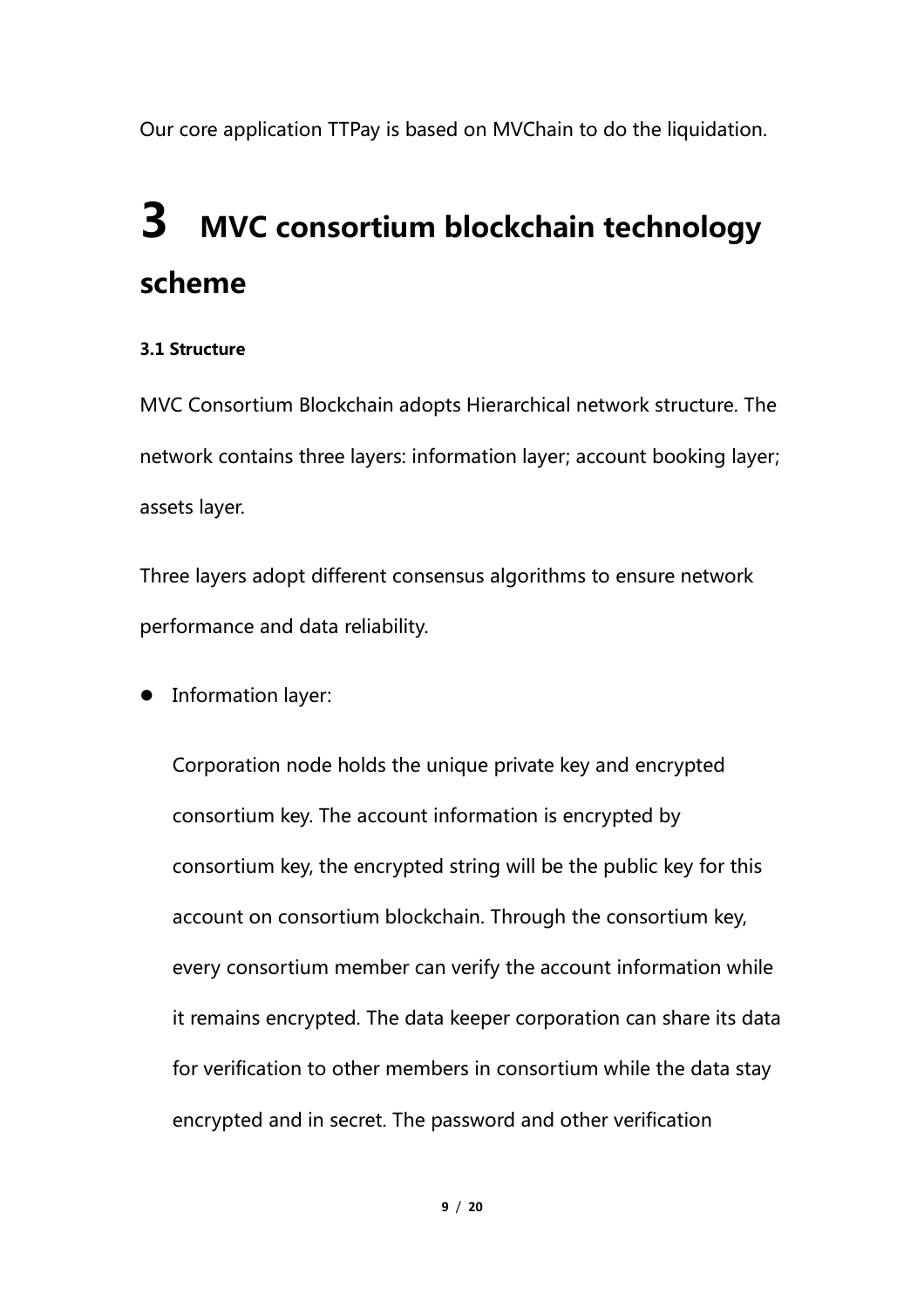Our core application TTPay is based on MVChain to do the liquidation.

# 3 MVC consortium blockchain technology scheme

#### 3.1 Structure

MVC Consortium Blockchain adopts Hierarchical network structure. The network contains three layers: information layer; account booking layer; assets layer.

Three layers adopt different consensus algorithms to ensure network performance and data reliability.

- Information layer:

  Corporation node holds the unique private key and encrypted consortium key. The account information is encrypted by consortium key, the encrypted string will be the public key for this account on consortium blockchain. Through the consortium key, every consortium member can verify the account information while it remains encrypted. The data keeper corporation can share its data for verification to other members in consortium while the data stay encrypted and in secret. The password and other verification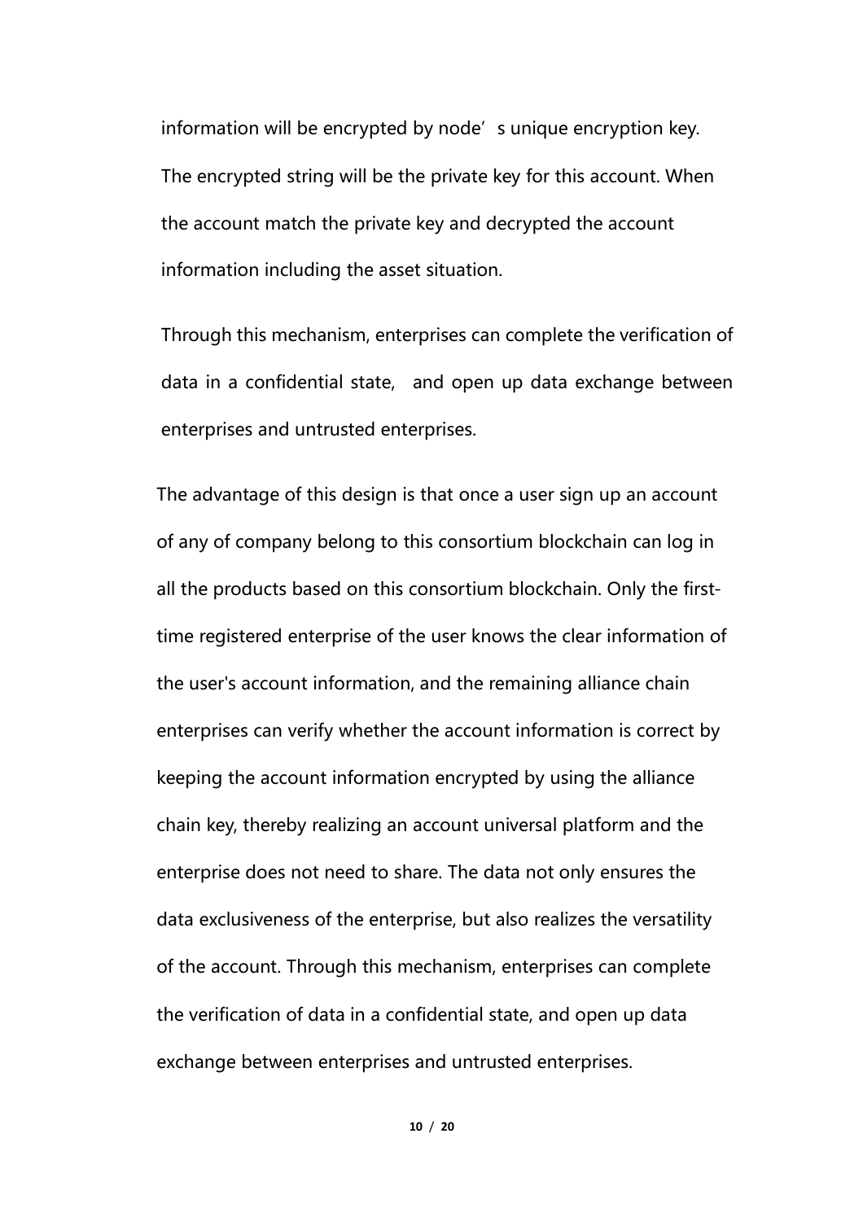information will be encrypted by node's unique encryption key. The encrypted string will be the private key for this account. When the account match the private key and decrypted the account information including the asset situation.

Through this mechanism, enterprises can complete the verification of data in a confidential state, and open up data exchange between enterprises and untrusted enterprises.

The advantage of this design is that once a user sign up an account of any of company belong to this consortium blockchain can log in all the products based on this consortium blockchain. Only the first-time registered enterprise of the user knows the clear information of the user's account information, and the remaining alliance chain enterprises can verify whether the account information is correct by keeping the account information encrypted by using the alliance chain key, thereby realizing an account universal platform and the enterprise does not need to share. The data not only ensures the data exclusiveness of the enterprise, but also realizes the versatility of the account. Through this mechanism, enterprises can complete the verification of data in a confidential state, and open up data exchange between enterprises and untrusted enterprises.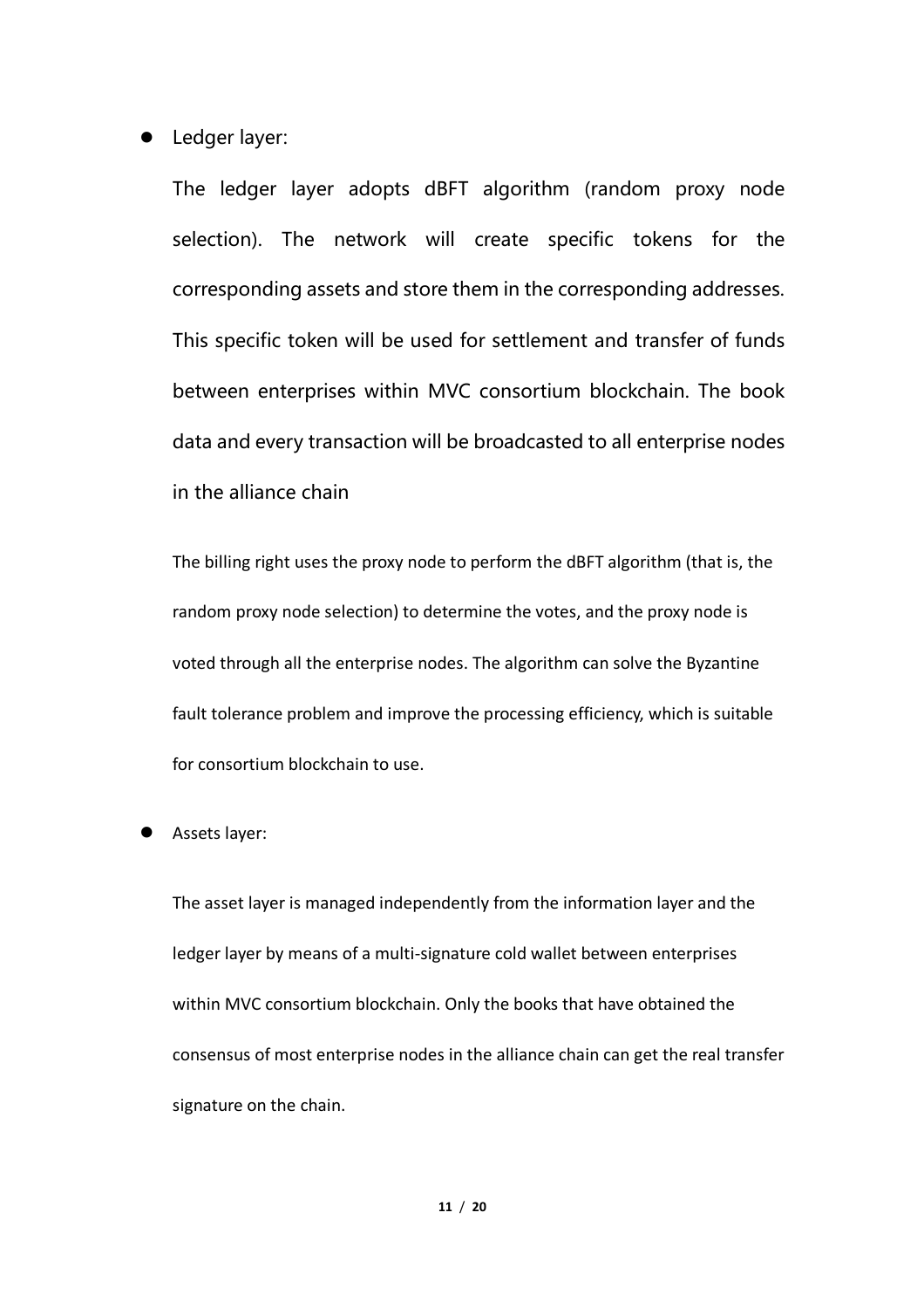- Ledger layer:

  The ledger layer adopts dBFT algorithm (random proxy node selection). The network will create specific tokens for the corresponding assets and store them in the corresponding addresses. This specific token will be used for settlement and transfer of funds between enterprises within MVC consortium blockchain. The book data and every transaction will be broadcasted to all enterprise nodes in the alliance chain

  The billing right uses the proxy node to perform the dBFT algorithm (that is, the random proxy node selection) to determine the votes, and the proxy node is voted through all the enterprise nodes. The algorithm can solve the Byzantine fault tolerance problem and improve the processing efficiency, which is suitable for consortium blockchain to use.

- Assets layer:

  The asset layer is managed independently from the information layer and the ledger layer by means of a multi-signature cold wallet between enterprises within MVC consortium blockchain. Only the books that have obtained the consensus of most enterprise nodes in the alliance chain can get the real transfer signature on the chain.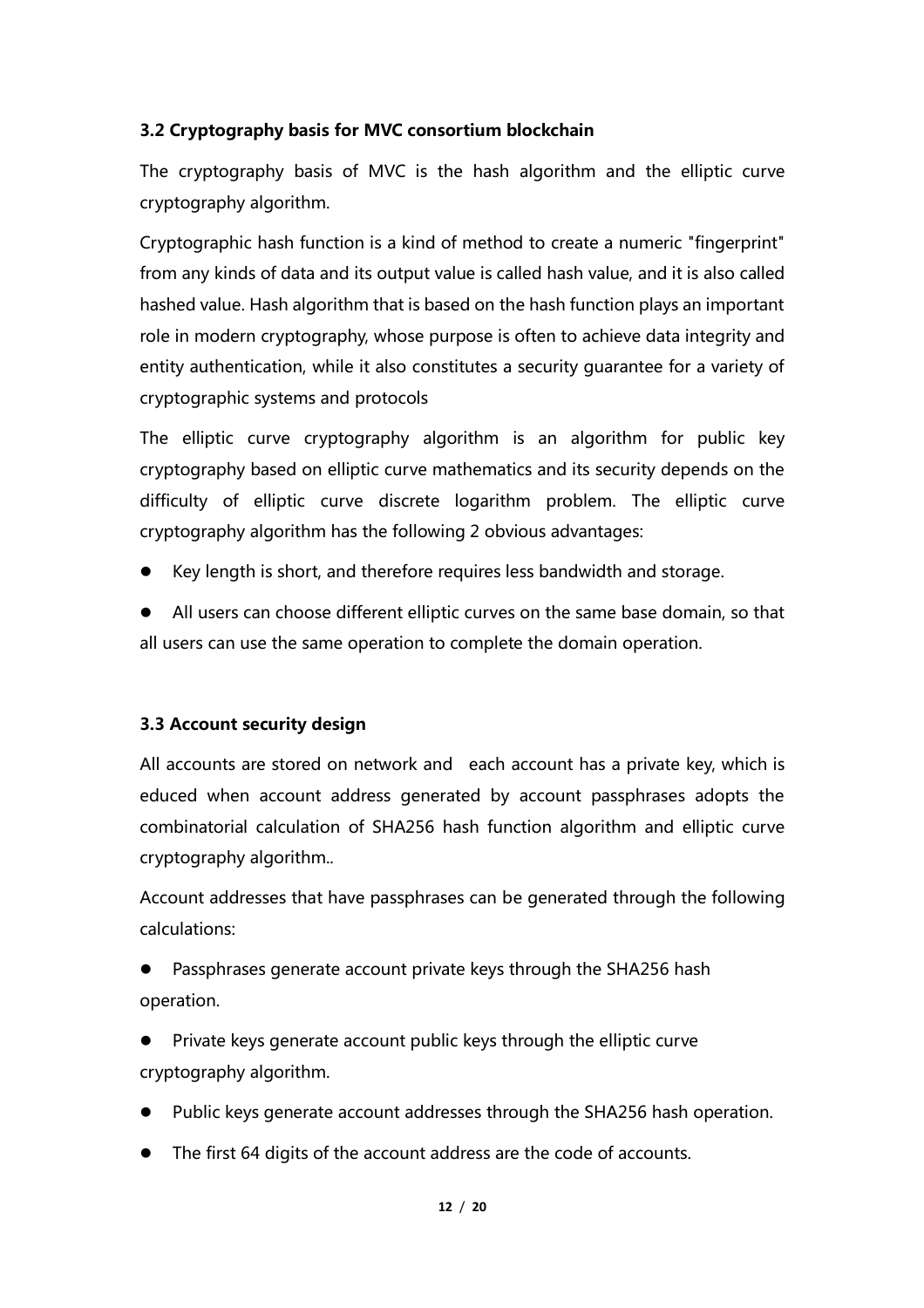### 3.2 Cryptography basis for MVC consortium blockchain

The cryptography basis of MVC is the hash algorithm and the elliptic curve cryptography algorithm.

Cryptographic hash function is a kind of method to create a numeric "fingerprint" from any kinds of data and its output value is called hash value, and it is also called hashed value. Hash algorithm that is based on the hash function plays an important role in modern cryptography, whose purpose is often to achieve data integrity and entity authentication, while it also constitutes a security guarantee for a variety of cryptographic systems and protocols

The elliptic curve cryptography algorithm is an algorithm for public key cryptography based on elliptic curve mathematics and its security depends on the difficulty of elliptic curve discrete logarithm problem. The elliptic curve cryptography algorithm has the following 2 obvious advantages:

- Key length is short, and therefore requires less bandwidth and storage.
- All users can choose different elliptic curves on the same base domain, so that all users can use the same operation to complete the domain operation.

### 3.3 Account security design

All accounts are stored on network and each account has a private key, which is educed when account address generated by account passphrases adopts the combinatorial calculation of SHA256 hash function algorithm and elliptic curve cryptography algorithm..

Account addresses that have passphrases can be generated through the following calculations:

- Passphrases generate account private keys through the SHA256 hash operation.
- Private keys generate account public keys through the elliptic curve cryptography algorithm.
- Public keys generate account addresses through the SHA256 hash operation.
- The first 64 digits of the account address are the code of accounts.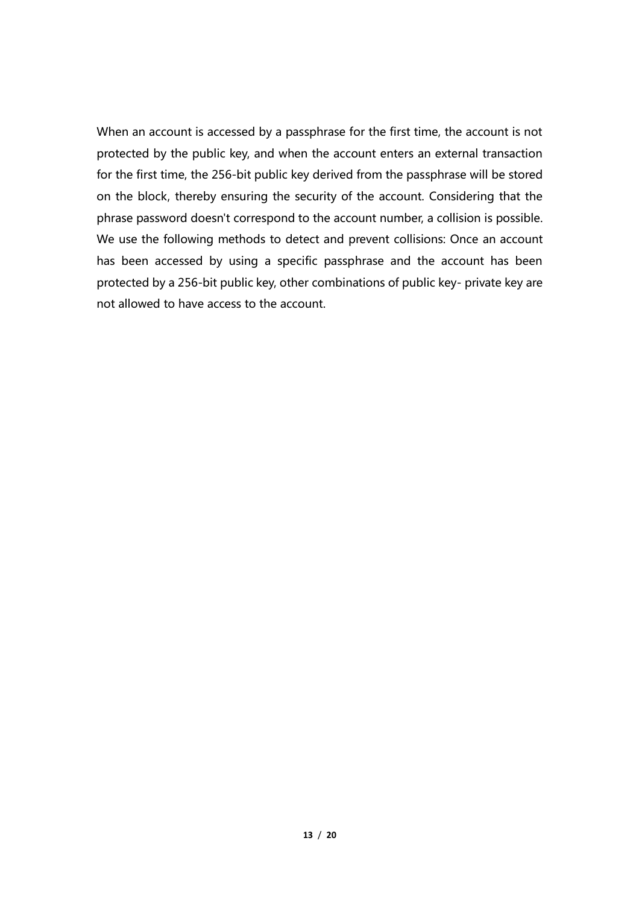When an account is accessed by a passphrase for the first time, the account is not protected by the public key, and when the account enters an external transaction for the first time, the 256-bit public key derived from the passphrase will be stored on the block, thereby ensuring the security of the account. Considering that the phrase password doesn't correspond to the account number, a collision is possible. We use the following methods to detect and prevent collisions: Once an account has been accessed by using a specific passphrase and the account has been protected by a 256-bit public key, other combinations of public key- private key are not allowed to have access to the account.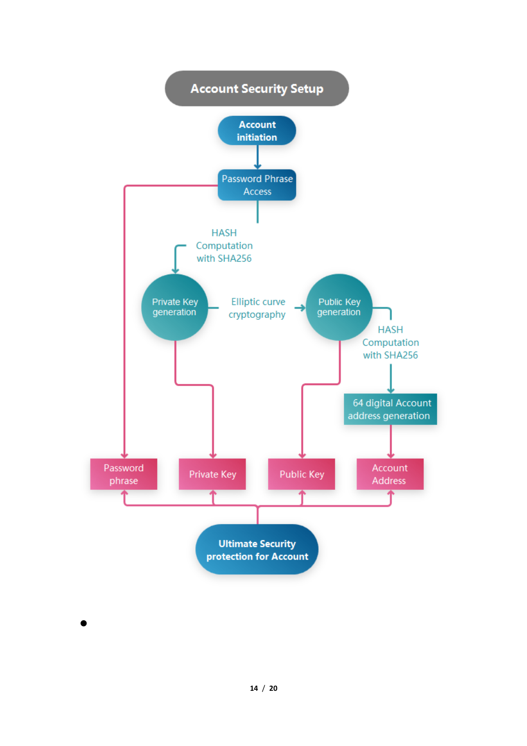**Account Security Setup**

**Account initiation**

Password Phrase Access

HASH Computation with SHA256

Private Key generation

Elliptic curve cryptography

Public Key generation

HASH Computation with SHA256

64 digital Account address generation

Password phrase

Private Key

Public Key

Account Address

**Ultimate Security protection for Account**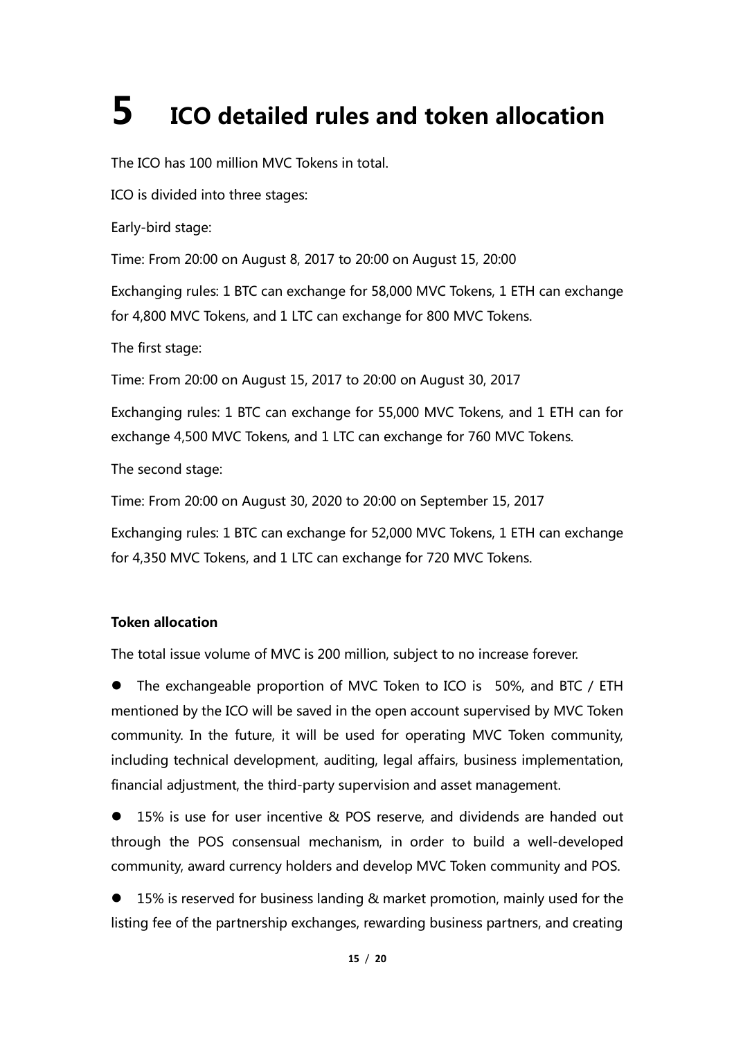# 5 ICO detailed rules and token allocation

The ICO has 100 million MVC Tokens in total.

ICO is divided into three stages:

Early-bird stage:

Time: From 20:00 on August 8, 2017 to 20:00 on August 15, 20:00

Exchanging rules: 1 BTC can exchange for 58,000 MVC Tokens, 1 ETH can exchange for 4,800 MVC Tokens, and 1 LTC can exchange for 800 MVC Tokens.

The first stage:

Time: From 20:00 on August 15, 2017 to 20:00 on August 30, 2017

Exchanging rules: 1 BTC can exchange for 55,000 MVC Tokens, and 1 ETH can for exchange 4,500 MVC Tokens, and 1 LTC can exchange for 760 MVC Tokens.

The second stage:

Time: From 20:00 on August 30, 2020 to 20:00 on September 15, 2017

Exchanging rules: 1 BTC can exchange for 52,000 MVC Tokens, 1 ETH can exchange for 4,350 MVC Tokens, and 1 LTC can exchange for 720 MVC Tokens.

**Token allocation**

The total issue volume of MVC is 200 million, subject to no increase forever.

- The exchangeable proportion of MVC Token to ICO is 50%, and BTC / ETH mentioned by the ICO will be saved in the open account supervised by MVC Token community. In the future, it will be used for operating MVC Token community, including technical development, auditing, legal affairs, business implementation, financial adjustment, the third-party supervision and asset management.
- 15% is use for user incentive & POS reserve, and dividends are handed out through the POS consensual mechanism, in order to build a well-developed community, award currency holders and develop MVC Token community and POS.
- 15% is reserved for business landing & market promotion, mainly used for the listing fee of the partnership exchanges, rewarding business partners, and creating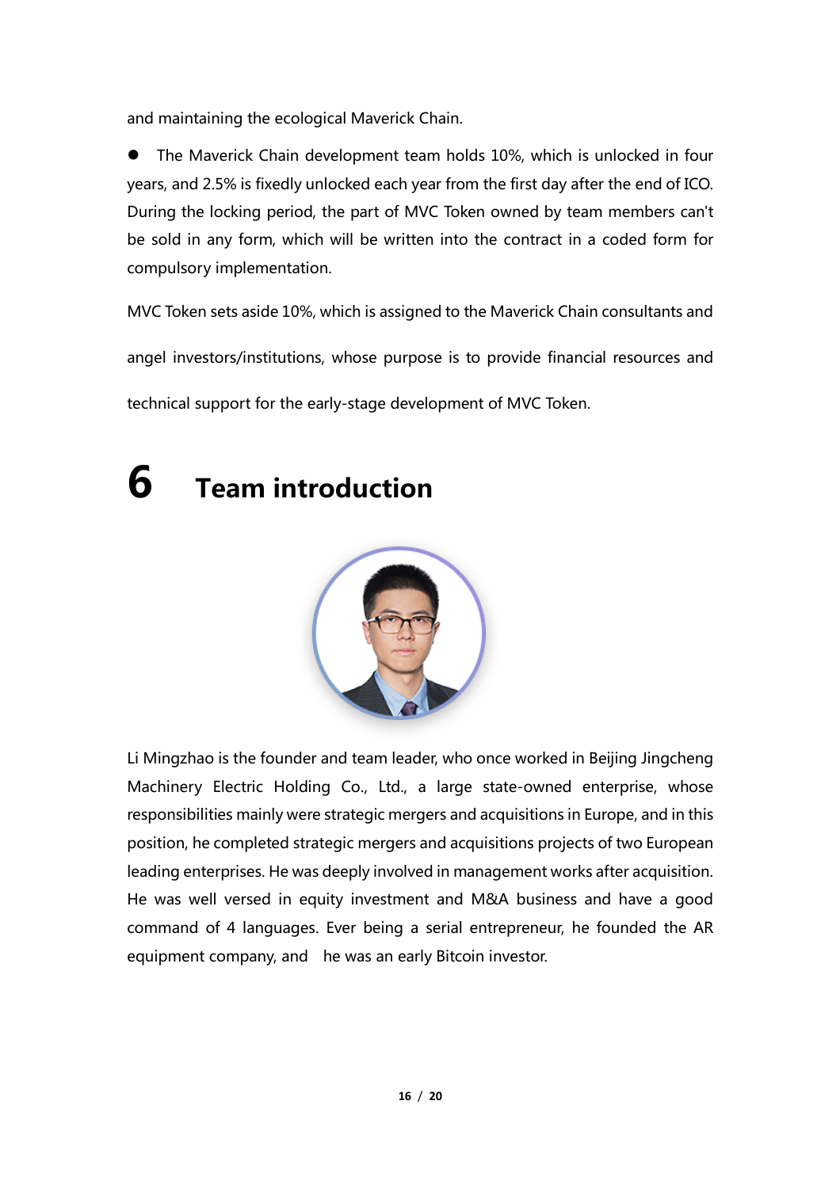and maintaining the ecological Maverick Chain.

- The Maverick Chain development team holds 10%, which is unlocked in four years, and 2.5% is fixedly unlocked each year from the first day after the end of ICO. During the locking period, the part of MVC Token owned by team members can't be sold in any form, which will be written into the contract in a coded form for compulsory implementation.

MVC Token sets aside 10%, which is assigned to the Maverick Chain consultants and angel investors/institutions, whose purpose is to provide financial resources and technical support for the early-stage development of MVC Token.

# 6 Team introduction

Li Mingzhao is the founder and team leader, who once worked in Beijing Jingcheng Machinery Electric Holding Co., Ltd., a large state-owned enterprise, whose responsibilities mainly were strategic mergers and acquisitions in Europe, and in this position, he completed strategic mergers and acquisitions projects of two European leading enterprises. He was deeply involved in management works after acquisition. He was well versed in equity investment and M&A business and have a good command of 4 languages. Ever being a serial entrepreneur, he founded the AR equipment company, and he was an early Bitcoin investor.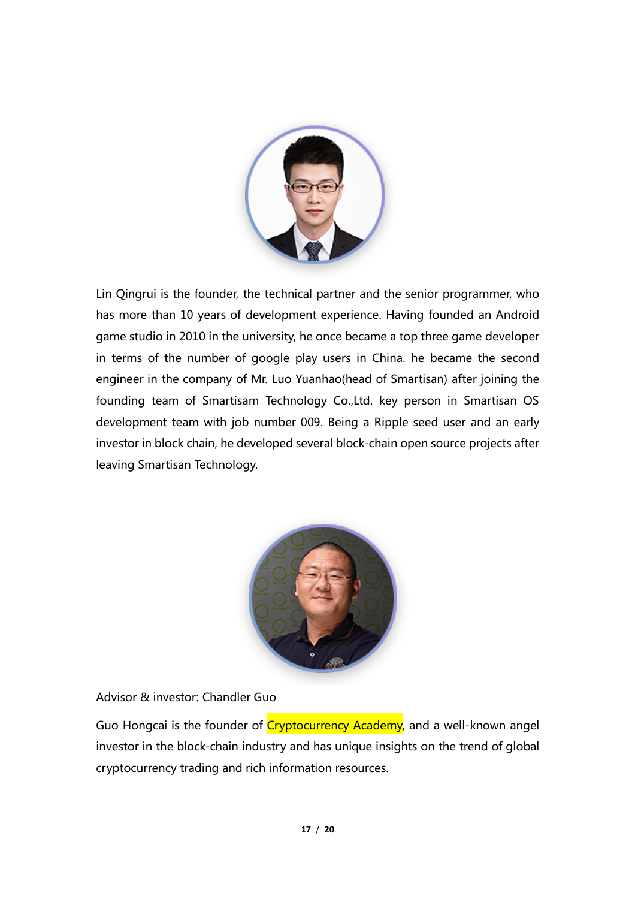Lin Qingrui is the founder, the technical partner and the senior programmer, who has more than 10 years of development experience. Having founded an Android game studio in 2010 in the university, he once became a top three game developer in terms of the number of google play users in China. he became the second engineer in the company of Mr. Luo Yuanhao(head of Smartisan) after joining the founding team of Smartisam Technology Co.,Ltd. key person in Smartisan OS development team with job number 009. Being a Ripple seed user and an early investor in block chain, he developed several block-chain open source projects after leaving Smartisan Technology.

Advisor & investor: Chandler Guo

Guo Hongcai is the founder of Cryptocurrency Academy, and a well-known angel investor in the block-chain industry and has unique insights on the trend of global cryptocurrency trading and rich information resources.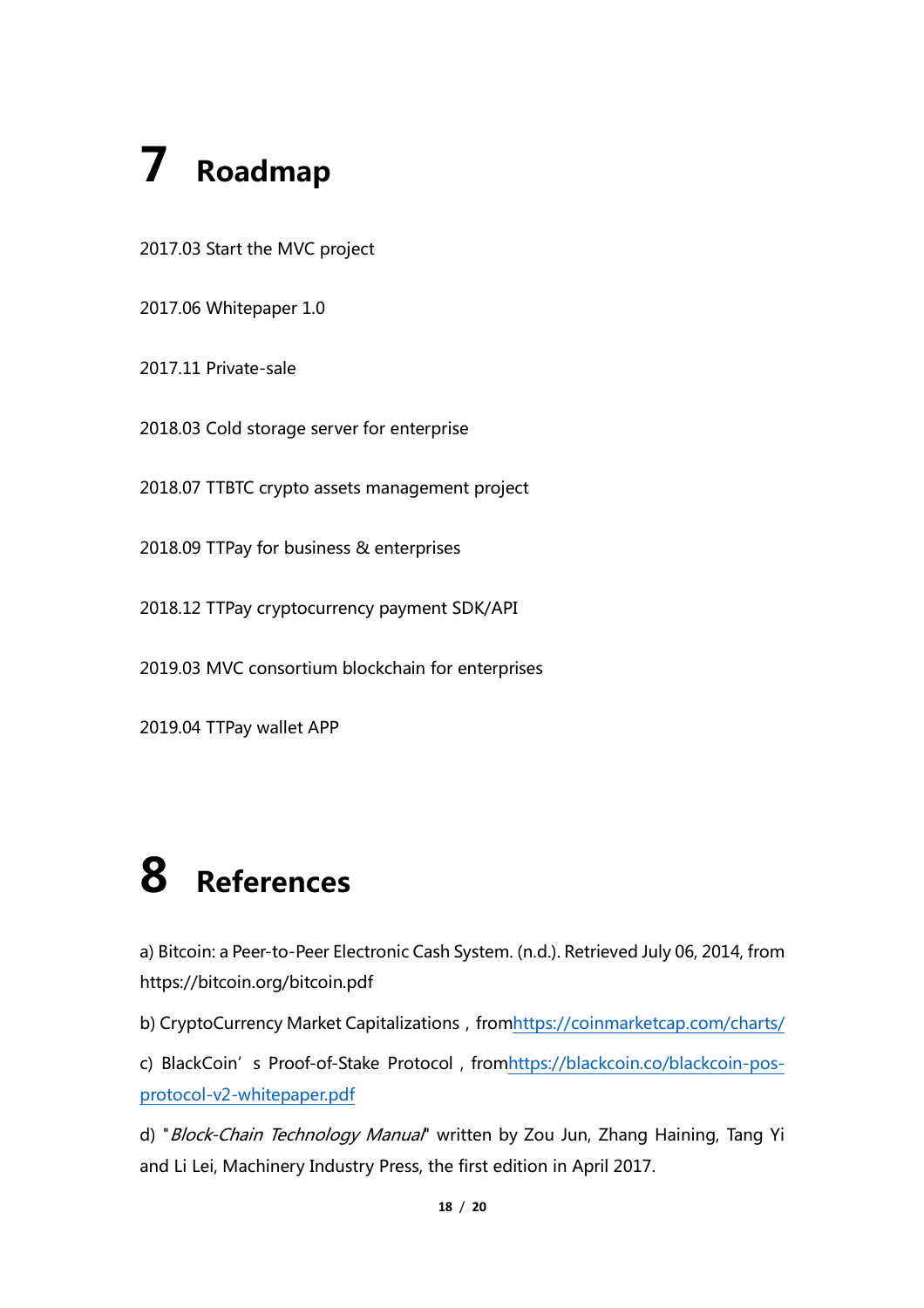# 7 Roadmap

2017.03 Start the MVC project

2017.06 Whitepaper 1.0

2017.11 Private-sale

2018.03 Cold storage server for enterprise

2018.07 TTBTC crypto assets management project

2018.09 TTPay for business & enterprises

2018.12 TTPay cryptocurrency payment SDK/API

2019.03 MVC consortium blockchain for enterprises

2019.04 TTPay wallet APP

# 8 References

a) Bitcoin: a Peer-to-Peer Electronic Cash System. (n.d.). Retrieved July 06, 2014, from https://bitcoin.org/bitcoin.pdf

b) CryptoCurrency Market Capitalizations，fromhttps://coinmarketcap.com/charts/

c) BlackCoin’s Proof-of-Stake Protocol，fromhttps://blackcoin.co/blackcoin-pos-protocol-v2-whitepaper.pdf

d) "*Block-Chain Technology Manual*" written by Zou Jun, Zhang Haining, Tang Yi and Li Lei, Machinery Industry Press, the first edition in April 2017.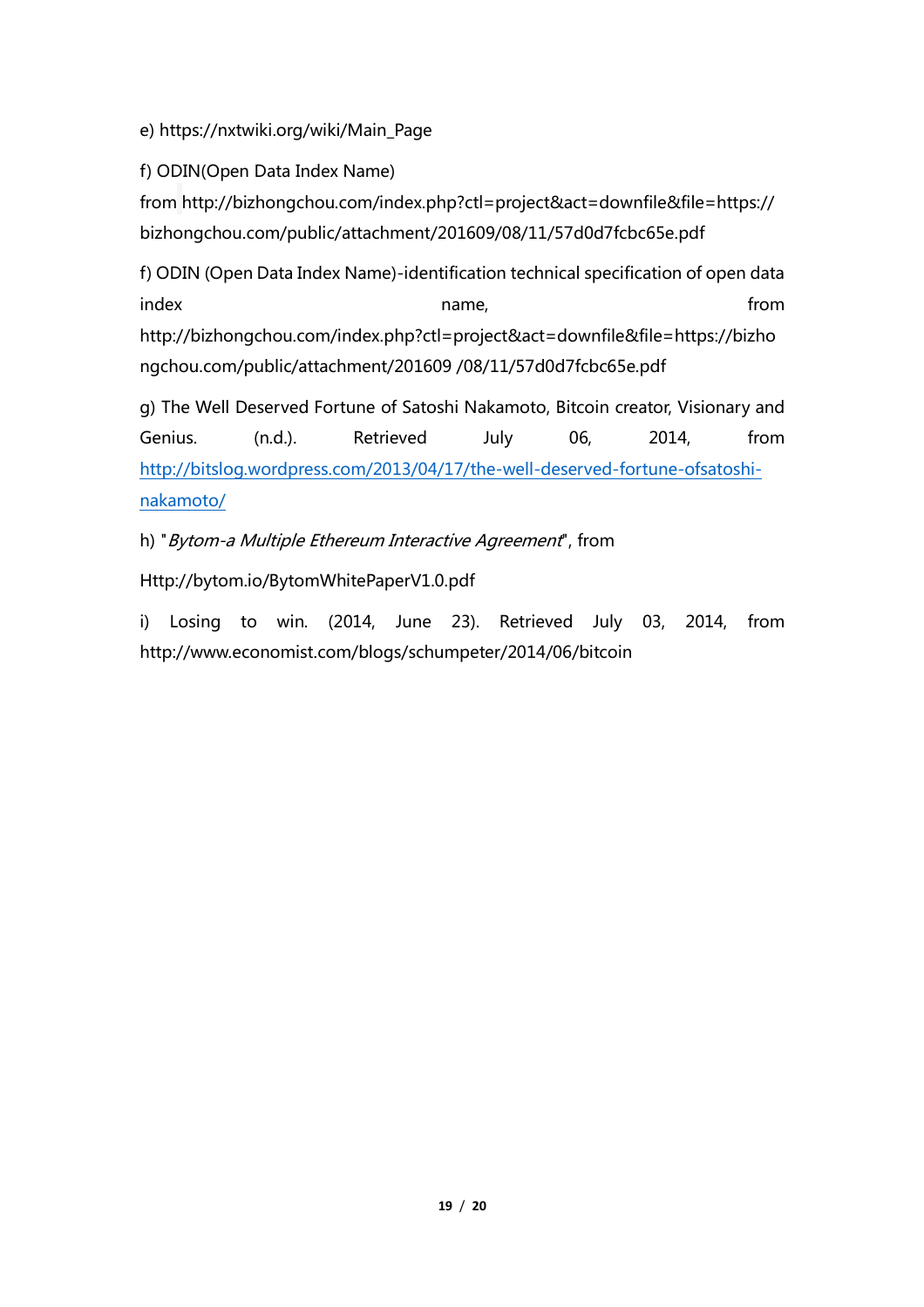e) https://nxtwiki.org/wiki/Main_Page

f) ODIN(Open Data Index Name)

from http://bizhongchou.com/index.php?ctl=project&act=downfile&file=https://bizhongchou.com/public/attachment/201609/08/11/57d0d7fcbc65e.pdf

f) ODIN (Open Data Index Name)-identification technical specification of open data index name, from http://bizhongchou.com/index.php?ctl=project&act=downfile&file=https://bizhongchou.com/public/attachment/201609 /08/11/57d0d7fcbc65e.pdf

g) The Well Deserved Fortune of Satoshi Nakamoto, Bitcoin creator, Visionary and Genius. (n.d.). Retrieved July 06, 2014, from http://bitslog.wordpress.com/2013/04/17/the-well-deserved-fortune-ofsatoshi-nakamoto/

h) "*Bytom-a Multiple Ethereum Interactive Agreement*", from

Http://bytom.io/BytomWhitePaperV1.0.pdf

i) Losing to win. (2014, June 23). Retrieved July 03, 2014, from http://www.economist.com/blogs/schumpeter/2014/06/bitcoin